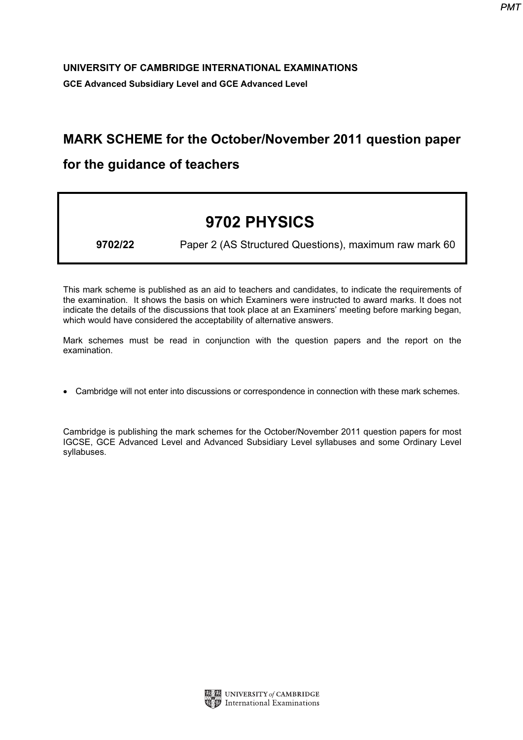**UNIVERSITY OF CAMBRIDGE INTERNATIONAL EXAMINATIONS**

**GCE Advanced Subsidiary Level and GCE Advanced Level**

## MARK SCHEME for the October/November 2011 question paper

## for the guidance of teachers

# 9702 PHYSICS

**9702/22** Paper 2 (AS Structured Questions), maximum raw mark 60

This mark scheme is published as an aid to teachers and candidates, to indicate the requirements of the examination. It shows the basis on which Examiners were instructed to award marks. It does not indicate the details of the discussions that took place at an Examiners' meeting before marking began, which would have considered the acceptability of alternative answers.

Mark schemes must be read in conjunction with the question papers and the report on the examination.

- Cambridge will not enter into discussions or correspondence in connection with these mark schemes.

Cambridge is publishing the mark schemes for the October/November 2011 question papers for most IGCSE, GCE Advanced Level and Advanced Subsidiary Level syllabuses and some Ordinary Level syllabuses.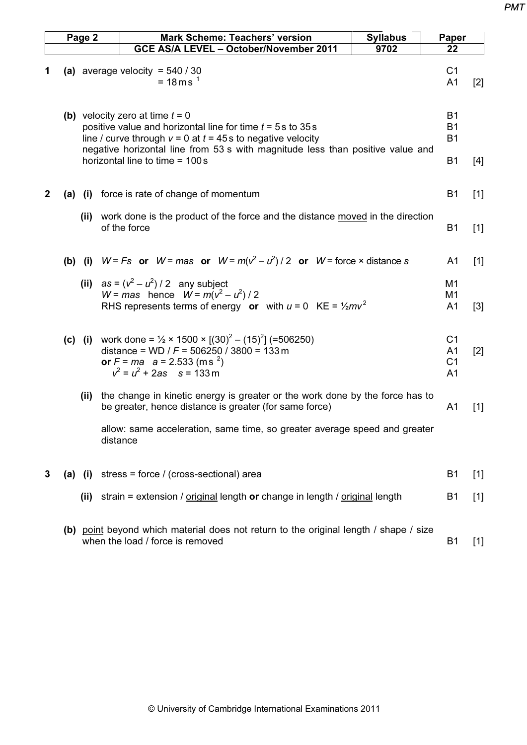| Page 2 | Mark Scheme: Teachers' version | Syllabus | Paper |
|---|---|---|---|
| | GCE AS/A LEVEL – October/November 2011 | 9702 | 22 |

**1 (a)** average velocity = 540 / 30 — C1
= 18 m s $^{-1}$ — A1 [2]

**(b)** velocity zero at time $t = 0$ — B1
positive value and horizontal line for time $t = 5$ s to 35 s — B1
line / curve through $v = 0$ at $t = 45$ s to negative velocity — B1
negative horizontal line from 53 s with magnitude less than positive value and horizontal line to time = 100 s — B1 [4]

**2 (a) (i)** force is rate of change of momentum — B1 [1]

**(ii)** work done is the product of the force and the distance moved in the direction of the force — B1 [1]

**(b) (i)** $W = Fs$ **or** $W = mas$ **or** $W = m(v^2 – u^2) / 2$ **or** $W$ = force × distance $s$ — A1 [1]

**(ii)** $as = (v^2 – u^2) / 2$ any subject — M1
$W = mas$ hence $W = m(v^2 – u^2) / 2$ — M1
RHS represents terms of energy **or** with $u = 0$ KE = ½$mv^2$ — A1 [3]

**(c) (i)** work done = ½ × 1500 × [$(30)^2 – (15)^2$] (=506250) — C1
distance = WD / $F$ = 506250 / 3800 = 133 m — A1 [2]
**or** $F = ma$ $a$ = 2.533 (m s $^{-2}$) — C1
$v^2 = u^2 + 2as$ $s$ = 133 m — A1

**(ii)** the change in kinetic energy is greater or the work done by the force has to be greater, hence distance is greater (for same force) — A1 [1]

allow: same acceleration, same time, so greater average speed and greater distance

**3 (a) (i)** stress = force / (cross-sectional) area — B1 [1]

**(ii)** strain = extension / original length **or** change in length / original length — B1 [1]

**(b)** point beyond which material does not return to the original length / shape / size when the load / force is removed — B1 [1]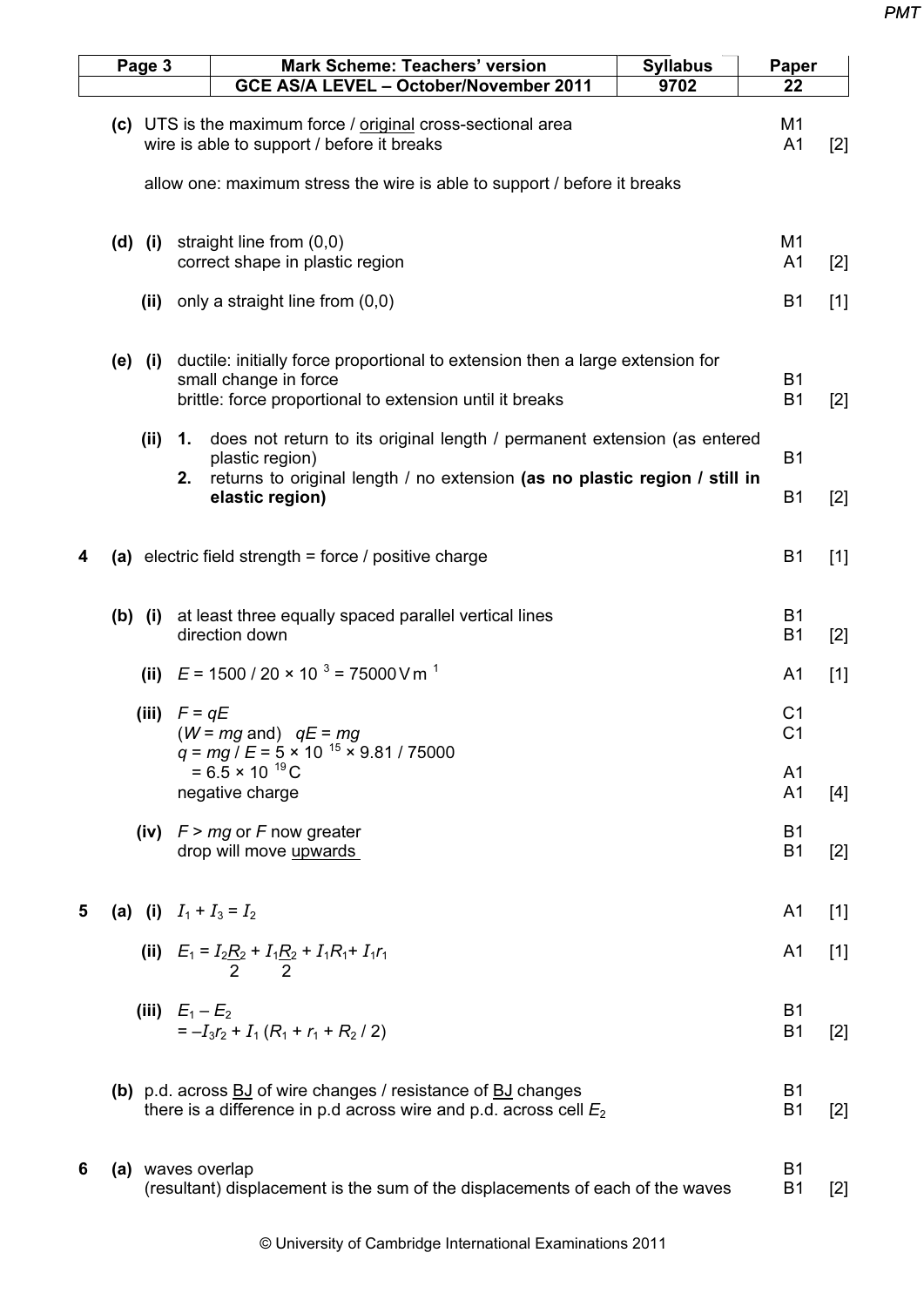| Page 3 | Mark Scheme: Teachers' version | Syllabus | Paper |
|---|---|---|---|
| | GCE AS/A LEVEL – October/November 2011 | 9702 | 22 |

(c) UTS is the maximum force / original cross-sectional area — M1
wire is able to support / before it breaks — A1 [2]

allow one: maximum stress the wire is able to support / before it breaks

(d) (i) straight line from (0,0) — M1
correct shape in plastic region — A1 [2]

(ii) only a straight line from (0,0) — B1 [1]

(e) (i) ductile: initially force proportional to extension then a large extension for small change in force — B1
brittle: force proportional to extension until it breaks — B1 [2]

(ii) 1. does not return to its original length / permanent extension (as entered plastic region) — B1
2. returns to original length / no extension **(as no plastic region / still in elastic region)** — B1 [2]

**4** (a) electric field strength = force / positive charge — B1 [1]

(b) (i) at least three equally spaced parallel vertical lines — B1
direction down — B1 [2]

(ii) $E = 1500 / 20 \times 10^{-3} = 75000\,\text{V m}^{-1}$ — A1 [1]

(iii) $F = qE$ — C1
($W = mg$ and) $qE = mg$ — C1
$q = mg / E = 5 \times 10^{-15} \times 9.81 / 75000$
$= 6.5 \times 10^{-19}\,\text{C}$ — A1
negative charge — A1 [4]

(iv) $F > mg$ or $F$ now greater — B1
drop will move upwards — B1 [2]

**5** (a) (i) $I_1 + I_3 = I_2$ — A1 [1]

(ii) $E_1 = I_2\dfrac{R_2}{2} + I_1\dfrac{R_2}{2} + I_1R_1 + I_1r_1$ — A1 [1]

(iii) $E_1 - E_2$ — B1
$= -I_3r_2 + I_1(R_1 + r_1 + R_2 / 2)$ — B1 [2]

(b) p.d. across BJ of wire changes / resistance of BJ changes — B1
there is a difference in p.d across wire and p.d. across cell $E_2$ — B1 [2]

**6** (a) waves overlap — B1
(resultant) displacement is the sum of the displacements of each of the waves — B1 [2]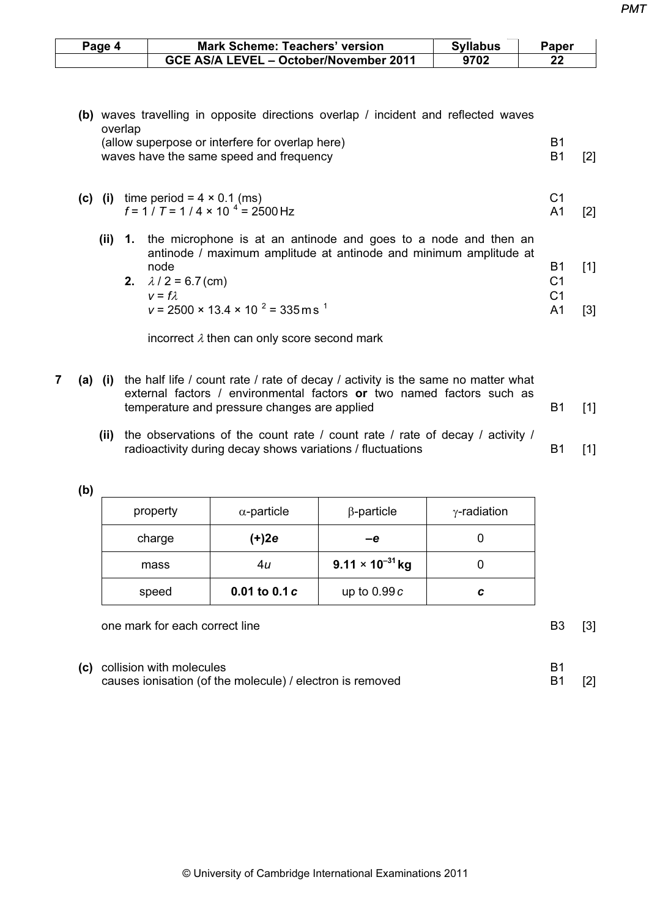**(b)** waves travelling in opposite directions overlap / incident and reflected waves overlap
(allow superpose or interfere for overlap here) B1
waves have the same speed and frequency B1 [2]

**(c) (i)** time period = 4 × 0.1 (ms) C1
$f = 1 / T = 1 / 4 \times 10^{-4} = 2500$ Hz A1 [2]

**(ii) 1.** the microphone is at an antinode and goes to a node and then an antinode / maximum amplitude at antinode and minimum amplitude at node B1 [1]

**2.** $\lambda / 2 = 6.7$ (cm) C1
$v = f\lambda$ C1
$v = 2500 \times 13.4 \times 10^{-2} = 335\,\text{m s}^{-1}$ A1 [3]

incorrect $\lambda$ then can only score second mark

**7 (a) (i)** the half life / count rate / rate of decay / activity is the same no matter what external factors / environmental factors **or** two named factors such as temperature and pressure changes are applied B1 [1]

**(ii)** the observations of the count rate / count rate / rate of decay / activity / radioactivity during decay shows variations / fluctuations B1 [1]

**(b)**

| property | $\alpha$-particle | $\beta$-particle | $\gamma$-radiation |
|---|---|---|---|
| charge | **(+)2*e*** | **–*e*** | 0 |
| mass | 4*u* | **$9.11 \times 10^{-31}$ kg** | 0 |
| speed | **0.01 to 0.1 *c*** | up to 0.99 *c* | ***c*** |

one mark for each correct line B3 [3]

**(c)** collision with molecules B1
causes ionisation (of the molecule) / electron is removed B1 [2]